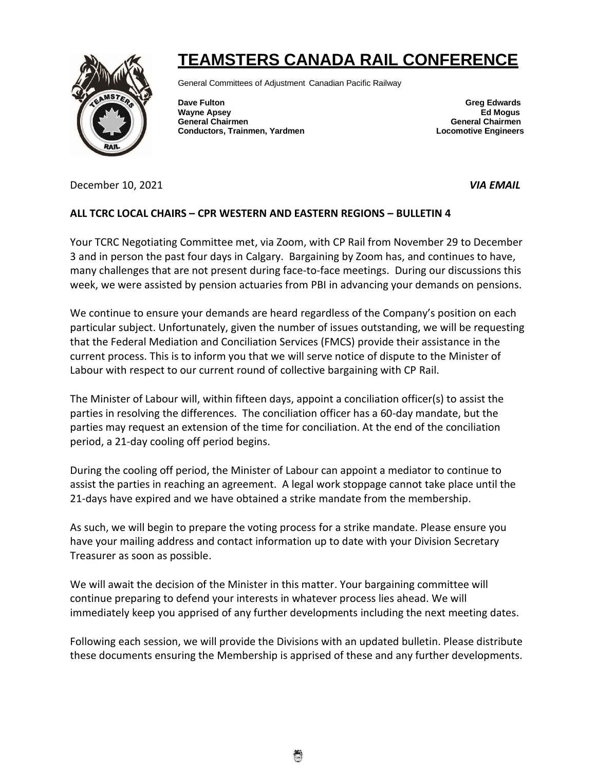# TEAMSTERS CANADA RAIL CONFERENCE

General Committees of Adjustment Canadian Pacific Railway

| | |
|---|---|
| **Dave Fulton** | **Greg Edwards** |
| **Wayne Apsey** | **Ed Mogus** |
| **General Chairmen** | **General Chairmen** |
| **Conductors, Trainmen, Yardmen** | **Locomotive Engineers** |

December 10, 2021 ***VIA EMAIL***

**ALL TCRC LOCAL CHAIRS – CPR WESTERN AND EASTERN REGIONS – BULLETIN 4**

Your TCRC Negotiating Committee met, via Zoom, with CP Rail from November 29 to December 3 and in person the past four days in Calgary. Bargaining by Zoom has, and continues to have, many challenges that are not present during face-to-face meetings. During our discussions this week, we were assisted by pension actuaries from PBI in advancing your demands on pensions.

We continue to ensure your demands are heard regardless of the Company's position on each particular subject. Unfortunately, given the number of issues outstanding, we will be requesting that the Federal Mediation and Conciliation Services (FMCS) provide their assistance in the current process. This is to inform you that we will serve notice of dispute to the Minister of Labour with respect to our current round of collective bargaining with CP Rail.

The Minister of Labour will, within fifteen days, appoint a conciliation officer(s) to assist the parties in resolving the differences. The conciliation officer has a 60-day mandate, but the parties may request an extension of the time for conciliation. At the end of the conciliation period, a 21-day cooling off period begins.

During the cooling off period, the Minister of Labour can appoint a mediator to continue to assist the parties in reaching an agreement. A legal work stoppage cannot take place until the 21-days have expired and we have obtained a strike mandate from the membership.

As such, we will begin to prepare the voting process for a strike mandate. Please ensure you have your mailing address and contact information up to date with your Division Secretary Treasurer as soon as possible.

We will await the decision of the Minister in this matter. Your bargaining committee will continue preparing to defend your interests in whatever process lies ahead. We will immediately keep you apprised of any further developments including the next meeting dates.

Following each session, we will provide the Divisions with an updated bulletin. Please distribute these documents ensuring the Membership is apprised of these and any further developments.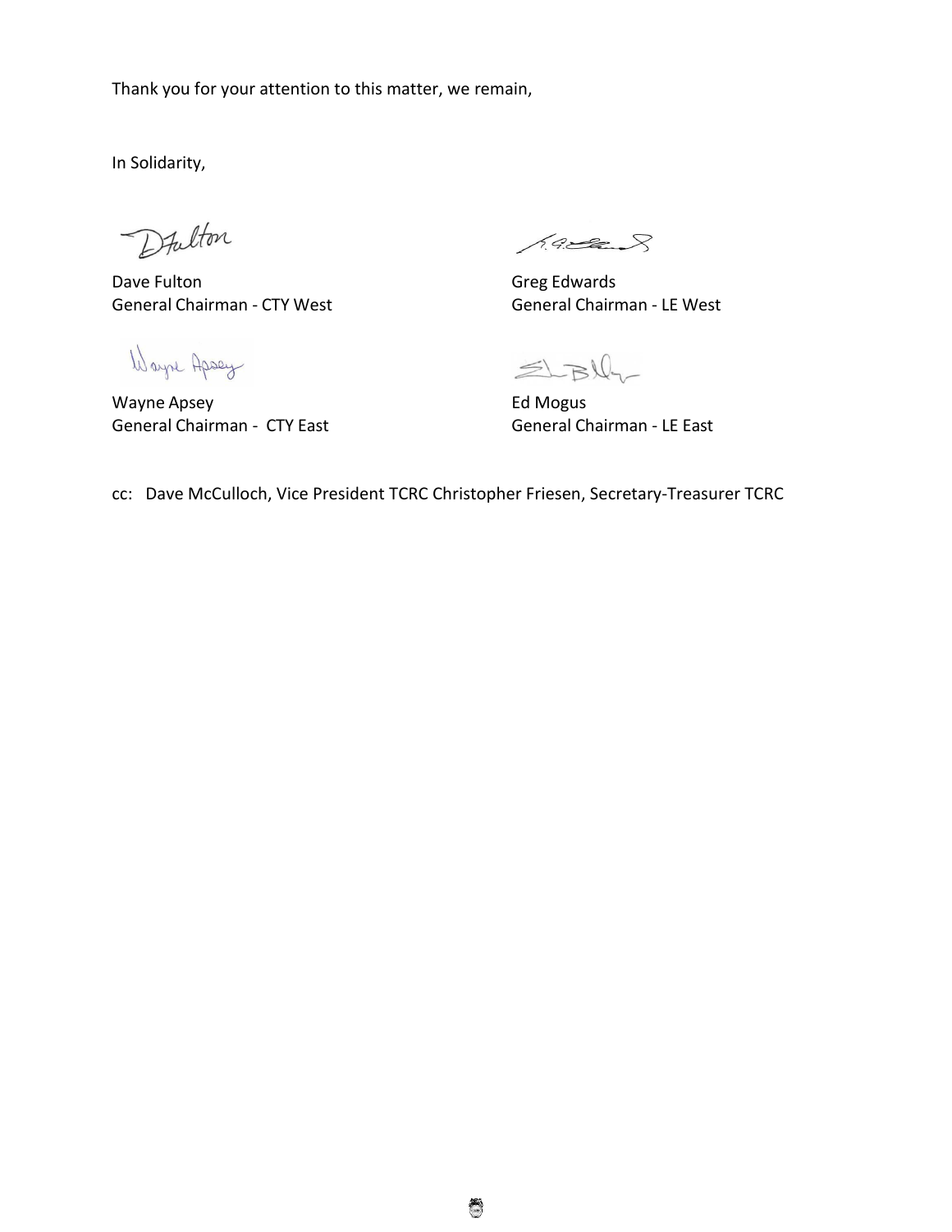Thank you for your attention to this matter, we remain,

In Solidarity,

Dave Fulton
General Chairman - CTY West

Greg Edwards
General Chairman - LE West

Wayne Apsey
General Chairman - CTY East

Ed Mogus
General Chairman - LE East

cc: Dave McCulloch, Vice President TCRC Christopher Friesen, Secretary-Treasurer TCRC